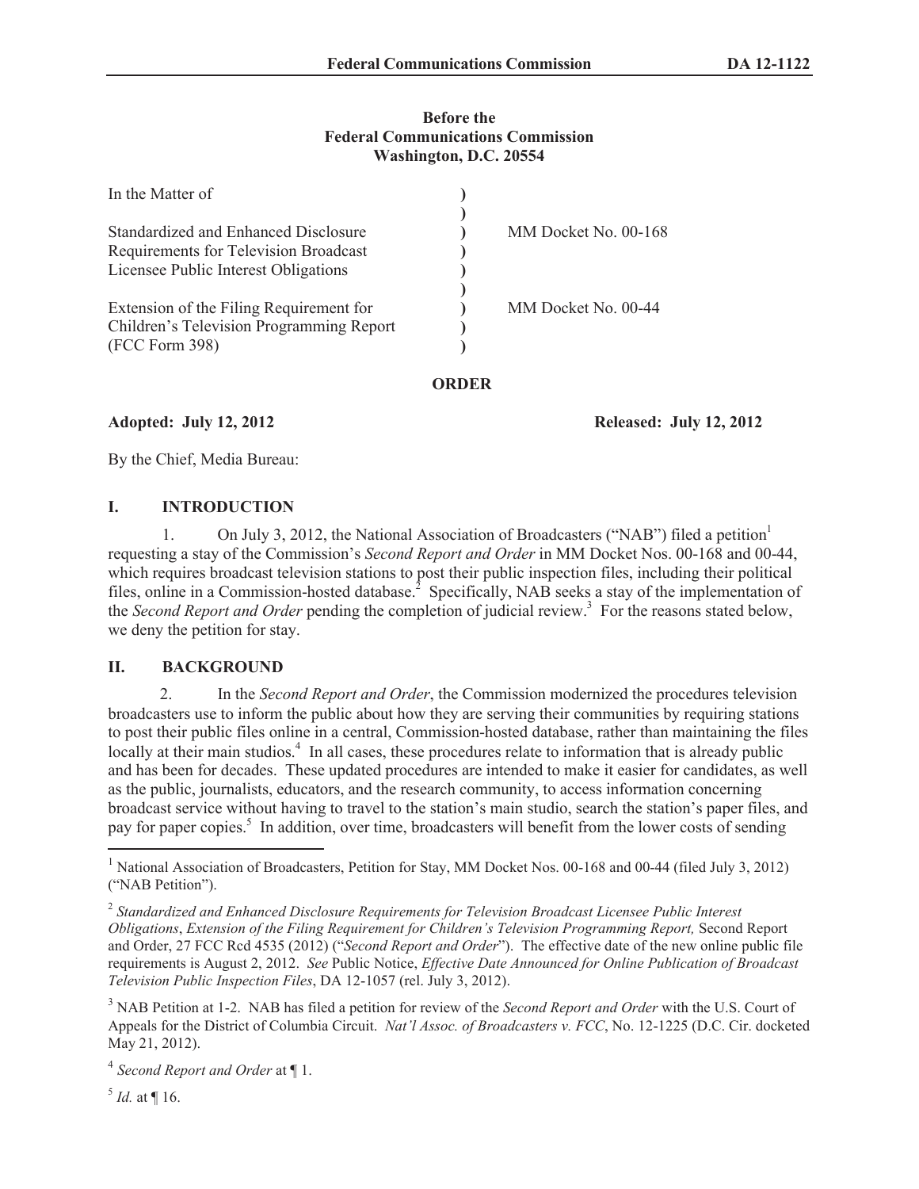**Before the**
**Federal Communications Commission**
**Washington, D.C. 20554**

| In the Matter of | ) | |
|---|---|---|
| | ) | |
| Standardized and Enhanced Disclosure Requirements for Television Broadcast Licensee Public Interest Obligations | ) | MM Docket No. 00-168 |
| | ) | |
| Extension of the Filing Requirement for Children's Television Programming Report (FCC Form 398) | ) | MM Docket No. 00-44 |

**ORDER**

**Adopted: July 12, 2012** **Released: July 12, 2012**

By the Chief, Media Bureau:

## I. INTRODUCTION

1. On July 3, 2012, the National Association of Broadcasters ("NAB") filed a petition[1] requesting a stay of the Commission's *Second Report and Order* in MM Docket Nos. 00-168 and 00-44, which requires broadcast television stations to post their public inspection files, including their political files, online in a Commission-hosted database.[2] Specifically, NAB seeks a stay of the implementation of the *Second Report and Order* pending the completion of judicial review.[3] For the reasons stated below, we deny the petition for stay.

## II. BACKGROUND

2. In the *Second Report and Order*, the Commission modernized the procedures television broadcasters use to inform the public about how they are serving their communities by requiring stations to post their public files online in a central, Commission-hosted database, rather than maintaining the files locally at their main studios.[4] In all cases, these procedures relate to information that is already public and has been for decades. These updated procedures are intended to make it easier for candidates, as well as the public, journalists, educators, and the research community, to access information concerning broadcast service without having to travel to the station's main studio, search the station's paper files, and pay for paper copies.[5] In addition, over time, broadcasters will benefit from the lower costs of sending

---

[1] National Association of Broadcasters, Petition for Stay, MM Docket Nos. 00-168 and 00-44 (filed July 3, 2012) ("NAB Petition").

[2] *Standardized and Enhanced Disclosure Requirements for Television Broadcast Licensee Public Interest Obligations*, *Extension of the Filing Requirement for Children's Television Programming Report,* Second Report and Order, 27 FCC Rcd 4535 (2012) ("*Second Report and Order*"). The effective date of the new online public file requirements is August 2, 2012. *See* Public Notice, *Effective Date Announced for Online Publication of Broadcast Television Public Inspection Files*, DA 12-1057 (rel. July 3, 2012).

[3] NAB Petition at 1-2. NAB has filed a petition for review of the *Second Report and Order* with the U.S. Court of Appeals for the District of Columbia Circuit. *Nat'l Assoc. of Broadcasters v. FCC*, No. 12-1225 (D.C. Cir. docketed May 21, 2012).

[4] *Second Report and Order* at ¶ 1.

[5] *Id.* at ¶ 16.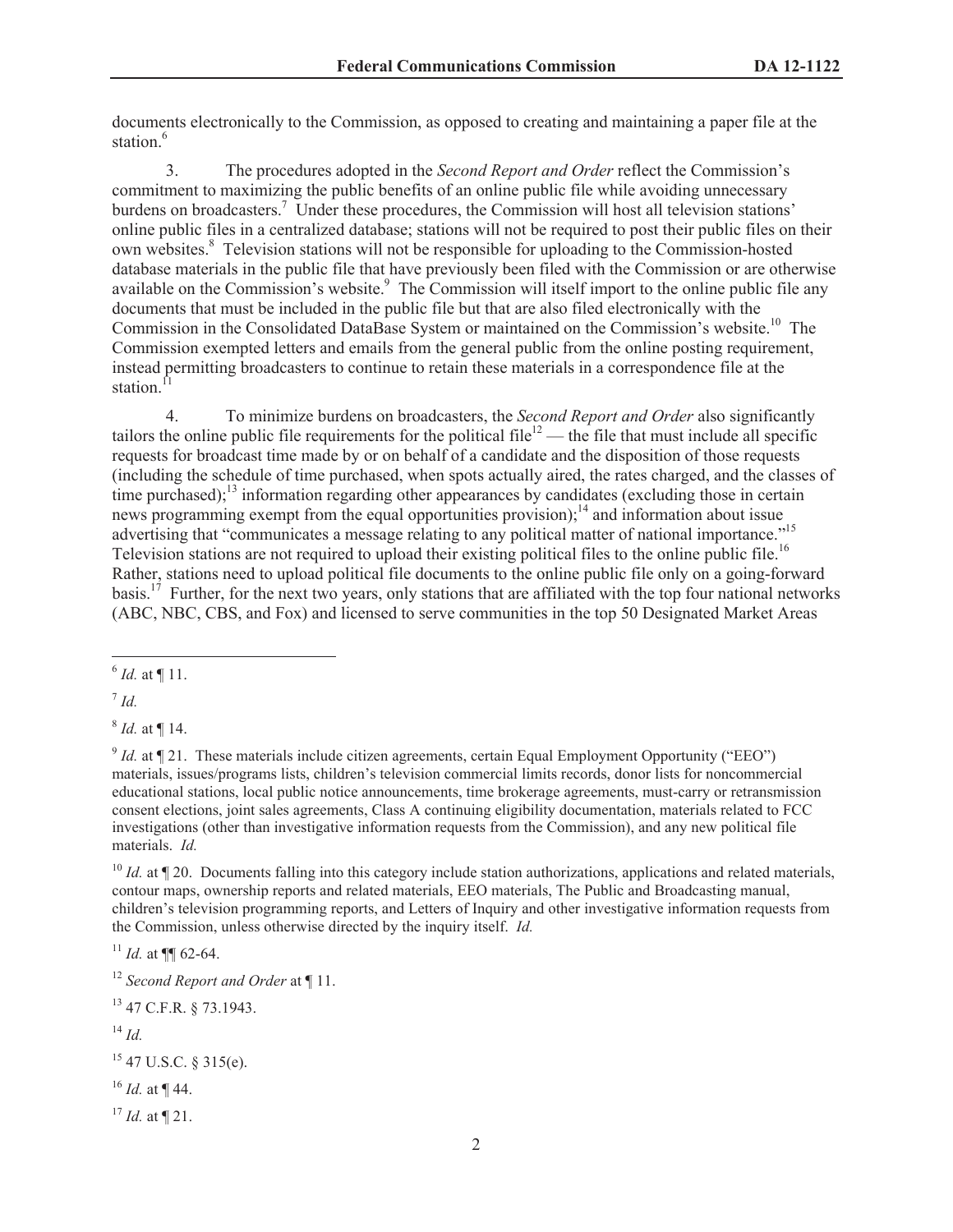documents electronically to the Commission, as opposed to creating and maintaining a paper file at the station.[6]

3. The procedures adopted in the *Second Report and Order* reflect the Commission's commitment to maximizing the public benefits of an online public file while avoiding unnecessary burdens on broadcasters.[7] Under these procedures, the Commission will host all television stations' online public files in a centralized database; stations will not be required to post their public files on their own websites.[8] Television stations will not be responsible for uploading to the Commission-hosted database materials in the public file that have previously been filed with the Commission or are otherwise available on the Commission's website.[9] The Commission will itself import to the online public file any documents that must be included in the public file but that are also filed electronically with the Commission in the Consolidated DataBase System or maintained on the Commission's website.[10] The Commission exempted letters and emails from the general public from the online posting requirement, instead permitting broadcasters to continue to retain these materials in a correspondence file at the station.[11]

4. To minimize burdens on broadcasters, the *Second Report and Order* also significantly tailors the online public file requirements for the political file[12] — the file that must include all specific requests for broadcast time made by or on behalf of a candidate and the disposition of those requests (including the schedule of time purchased, when spots actually aired, the rates charged, and the classes of time purchased);[13] information regarding other appearances by candidates (excluding those in certain news programming exempt from the equal opportunities provision);[14] and information about issue advertising that "communicates a message relating to any political matter of national importance."[15] Television stations are not required to upload their existing political files to the online public file.[16] Rather, stations need to upload political file documents to the online public file only on a going-forward basis.[17] Further, for the next two years, only stations that are affiliated with the top four national networks (ABC, NBC, CBS, and Fox) and licensed to serve communities in the top 50 Designated Market Areas

---

[6] *Id.* at ¶ 11.

[7] *Id.*

[8] *Id.* at ¶ 14.

[9] *Id.* at ¶ 21. These materials include citizen agreements, certain Equal Employment Opportunity ("EEO") materials, issues/programs lists, children's television commercial limits records, donor lists for noncommercial educational stations, local public notice announcements, time brokerage agreements, must-carry or retransmission consent elections, joint sales agreements, Class A continuing eligibility documentation, materials related to FCC investigations (other than investigative information requests from the Commission), and any new political file materials. *Id.*

[10] *Id.* at ¶ 20. Documents falling into this category include station authorizations, applications and related materials, contour maps, ownership reports and related materials, EEO materials, The Public and Broadcasting manual, children's television programming reports, and Letters of Inquiry and other investigative information requests from the Commission, unless otherwise directed by the inquiry itself. *Id.*

[11] *Id.* at ¶¶ 62-64.

[12] *Second Report and Order* at ¶ 11.

[13] 47 C.F.R. § 73.1943.

[14] *Id.*

[15] 47 U.S.C. § 315(e).

[16] *Id.* at ¶ 44.

[17] *Id.* at ¶ 21.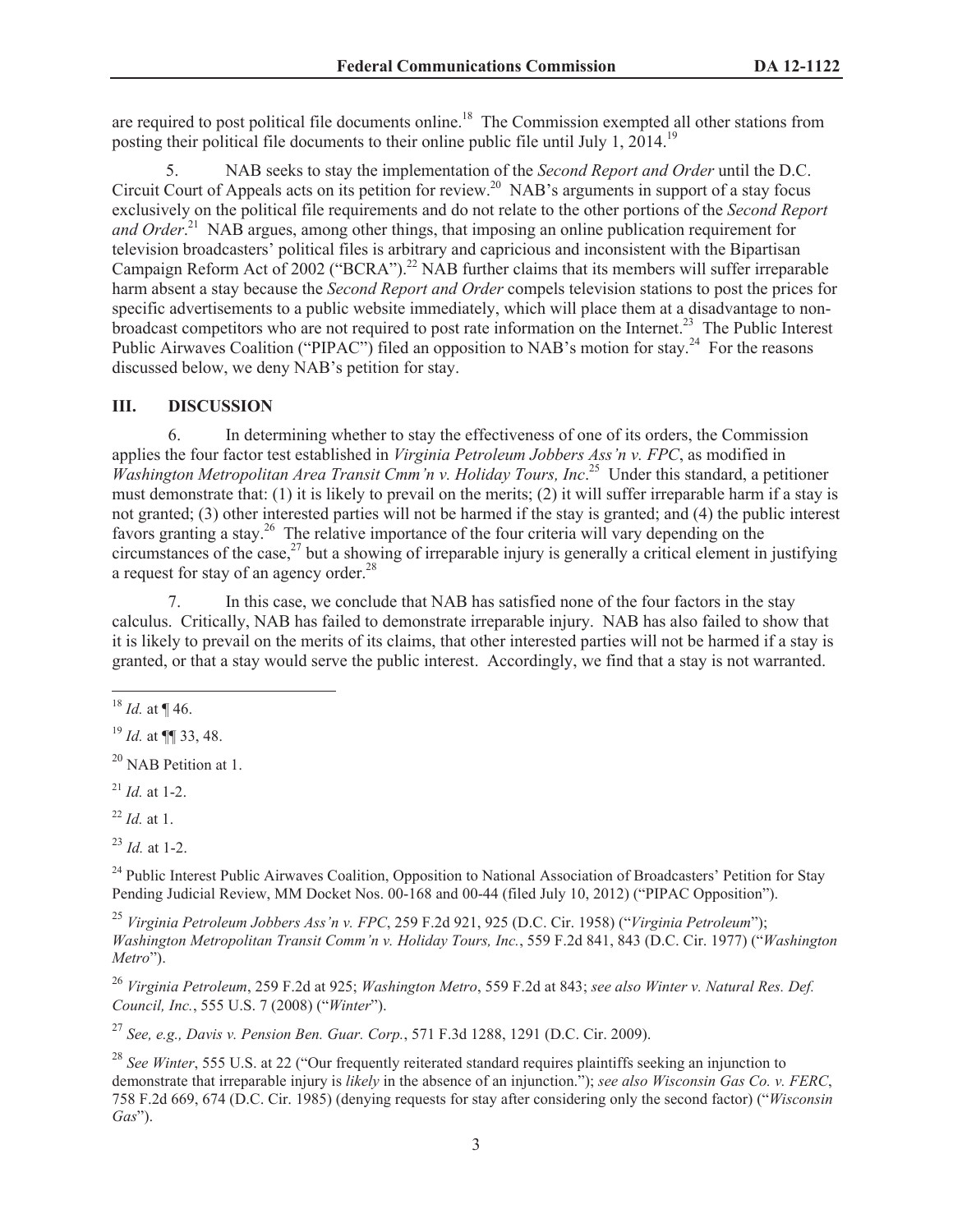are required to post political file documents online.[18] The Commission exempted all other stations from posting their political file documents to their online public file until July 1, 2014.[19]

5. NAB seeks to stay the implementation of the *Second Report and Order* until the D.C. Circuit Court of Appeals acts on its petition for review.[20] NAB's arguments in support of a stay focus exclusively on the political file requirements and do not relate to the other portions of the *Second Report and Order*.[21] NAB argues, among other things, that imposing an online publication requirement for television broadcasters' political files is arbitrary and capricious and inconsistent with the Bipartisan Campaign Reform Act of 2002 ("BCRA").[22] NAB further claims that its members will suffer irreparable harm absent a stay because the *Second Report and Order* compels television stations to post the prices for specific advertisements to a public website immediately, which will place them at a disadvantage to non-broadcast competitors who are not required to post rate information on the Internet.[23] The Public Interest Public Airwaves Coalition ("PIPAC") filed an opposition to NAB's motion for stay.[24] For the reasons discussed below, we deny NAB's petition for stay.

## III. DISCUSSION

6. In determining whether to stay the effectiveness of one of its orders, the Commission applies the four factor test established in *Virginia Petroleum Jobbers Ass'n v. FPC*, as modified in *Washington Metropolitan Area Transit Cmm'n v. Holiday Tours, Inc*.[25] Under this standard, a petitioner must demonstrate that: (1) it is likely to prevail on the merits; (2) it will suffer irreparable harm if a stay is not granted; (3) other interested parties will not be harmed if the stay is granted; and (4) the public interest favors granting a stay.[26] The relative importance of the four criteria will vary depending on the circumstances of the case,[27] but a showing of irreparable injury is generally a critical element in justifying a request for stay of an agency order.[28]

7. In this case, we conclude that NAB has satisfied none of the four factors in the stay calculus. Critically, NAB has failed to demonstrate irreparable injury. NAB has also failed to show that it is likely to prevail on the merits of its claims, that other interested parties will not be harmed if a stay is granted, or that a stay would serve the public interest. Accordingly, we find that a stay is not warranted.

---

[18] *Id.* at ¶ 46.

[19] *Id.* at ¶¶ 33, 48.

[20] NAB Petition at 1.

[21] *Id.* at 1-2.

[22] *Id.* at 1.

[23] *Id.* at 1-2.

[24] Public Interest Public Airwaves Coalition, Opposition to National Association of Broadcasters' Petition for Stay Pending Judicial Review, MM Docket Nos. 00-168 and 00-44 (filed July 10, 2012) ("PIPAC Opposition").

[25] *Virginia Petroleum Jobbers Ass'n v. FPC*, 259 F.2d 921, 925 (D.C. Cir. 1958) ("*Virginia Petroleum*"); *Washington Metropolitan Transit Comm'n v. Holiday Tours, Inc.*, 559 F.2d 841, 843 (D.C. Cir. 1977) ("*Washington Metro*").

[26] *Virginia Petroleum*, 259 F.2d at 925; *Washington Metro*, 559 F.2d at 843; *see also Winter v. Natural Res. Def. Council, Inc.*, 555 U.S. 7 (2008) ("*Winter*").

[27] *See, e.g., Davis v. Pension Ben. Guar. Corp.*, 571 F.3d 1288, 1291 (D.C. Cir. 2009).

[28] *See Winter*, 555 U.S. at 22 ("Our frequently reiterated standard requires plaintiffs seeking an injunction to demonstrate that irreparable injury is *likely* in the absence of an injunction."); *see also Wisconsin Gas Co. v. FERC*, 758 F.2d 669, 674 (D.C. Cir. 1985) (denying requests for stay after considering only the second factor) ("*Wisconsin Gas*").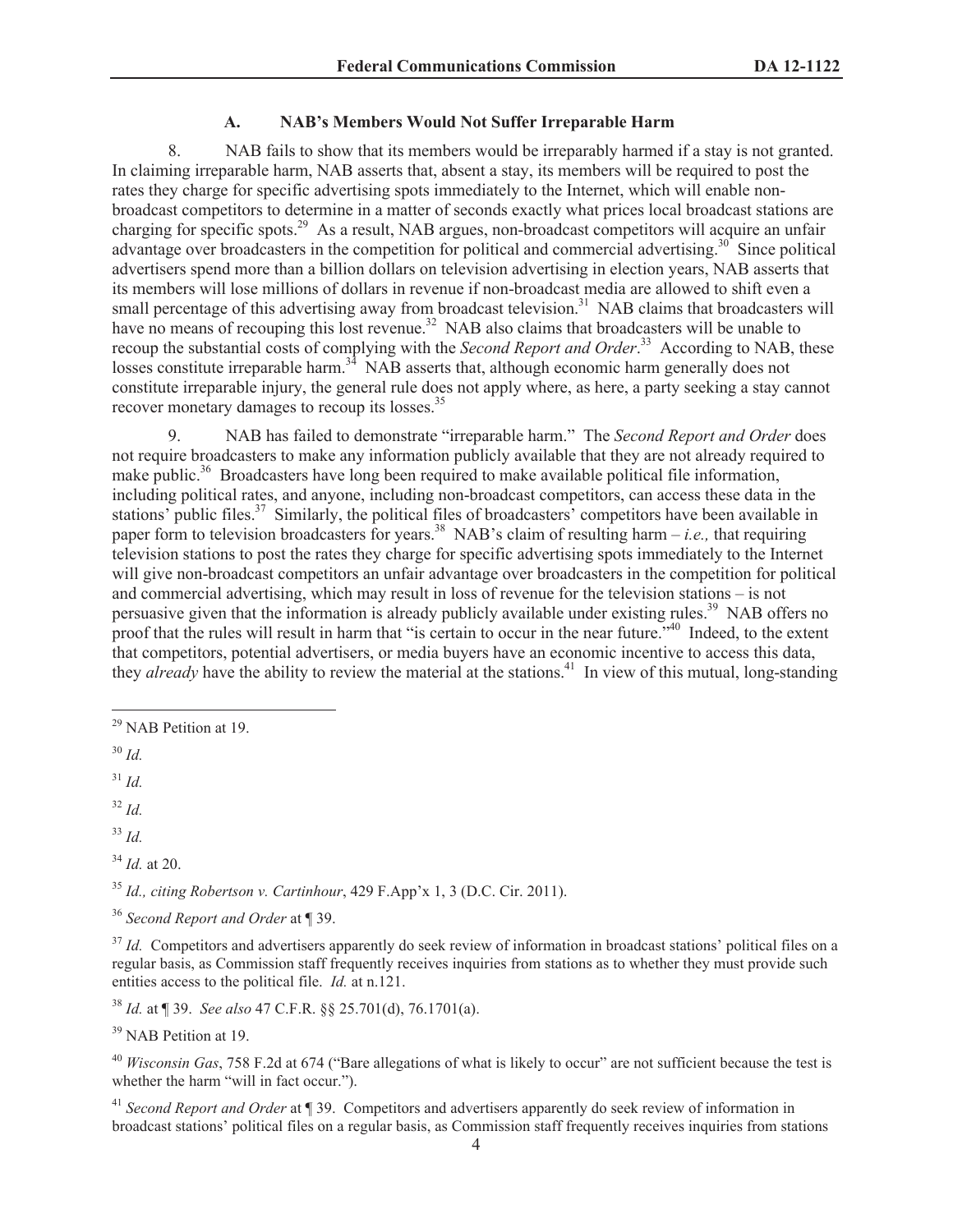### A. NAB's Members Would Not Suffer Irreparable Harm

8. NAB fails to show that its members would be irreparably harmed if a stay is not granted. In claiming irreparable harm, NAB asserts that, absent a stay, its members will be required to post the rates they charge for specific advertising spots immediately to the Internet, which will enable non-broadcast competitors to determine in a matter of seconds exactly what prices local broadcast stations are charging for specific spots.[29] As a result, NAB argues, non-broadcast competitors will acquire an unfair advantage over broadcasters in the competition for political and commercial advertising.[30] Since political advertisers spend more than a billion dollars on television advertising in election years, NAB asserts that its members will lose millions of dollars in revenue if non-broadcast media are allowed to shift even a small percentage of this advertising away from broadcast television.[31] NAB claims that broadcasters will have no means of recouping this lost revenue.[32] NAB also claims that broadcasters will be unable to recoup the substantial costs of complying with the *Second Report and Order*.[33] According to NAB, these losses constitute irreparable harm.[34] NAB asserts that, although economic harm generally does not constitute irreparable injury, the general rule does not apply where, as here, a party seeking a stay cannot recover monetary damages to recoup its losses.[35]

9. NAB has failed to demonstrate "irreparable harm." The *Second Report and Order* does not require broadcasters to make any information publicly available that they are not already required to make public.[36] Broadcasters have long been required to make available political file information, including political rates, and anyone, including non-broadcast competitors, can access these data in the stations' public files.[37] Similarly, the political files of broadcasters' competitors have been available in paper form to television broadcasters for years.[38] NAB's claim of resulting harm – *i.e.,* that requiring television stations to post the rates they charge for specific advertising spots immediately to the Internet will give non-broadcast competitors an unfair advantage over broadcasters in the competition for political and commercial advertising, which may result in loss of revenue for the television stations – is not persuasive given that the information is already publicly available under existing rules.[39] NAB offers no proof that the rules will result in harm that "is certain to occur in the near future."[40] Indeed, to the extent that competitors, potential advertisers, or media buyers have an economic incentive to access this data, they *already* have the ability to review the material at the stations.[41] In view of this mutual, long-standing

---

[29] NAB Petition at 19.

[30] *Id.*

[31] *Id.*

[32] *Id.*

[33] *Id.*

[34] *Id.* at 20.

[35] *Id., citing Robertson v. Cartinhour*, 429 F.App'x 1, 3 (D.C. Cir. 2011).

[36] *Second Report and Order* at ¶ 39.

[37] *Id.* Competitors and advertisers apparently do seek review of information in broadcast stations' political files on a regular basis, as Commission staff frequently receives inquiries from stations as to whether they must provide such entities access to the political file. *Id.* at n.121.

[38] *Id.* at ¶ 39. *See also* 47 C.F.R. §§ 25.701(d), 76.1701(a).

[39] NAB Petition at 19.

[40] *Wisconsin Gas*, 758 F.2d at 674 ("Bare allegations of what is likely to occur" are not sufficient because the test is whether the harm "will in fact occur.").

[41] *Second Report and Order* at ¶ 39. Competitors and advertisers apparently do seek review of information in broadcast stations' political files on a regular basis, as Commission staff frequently receives inquiries from stations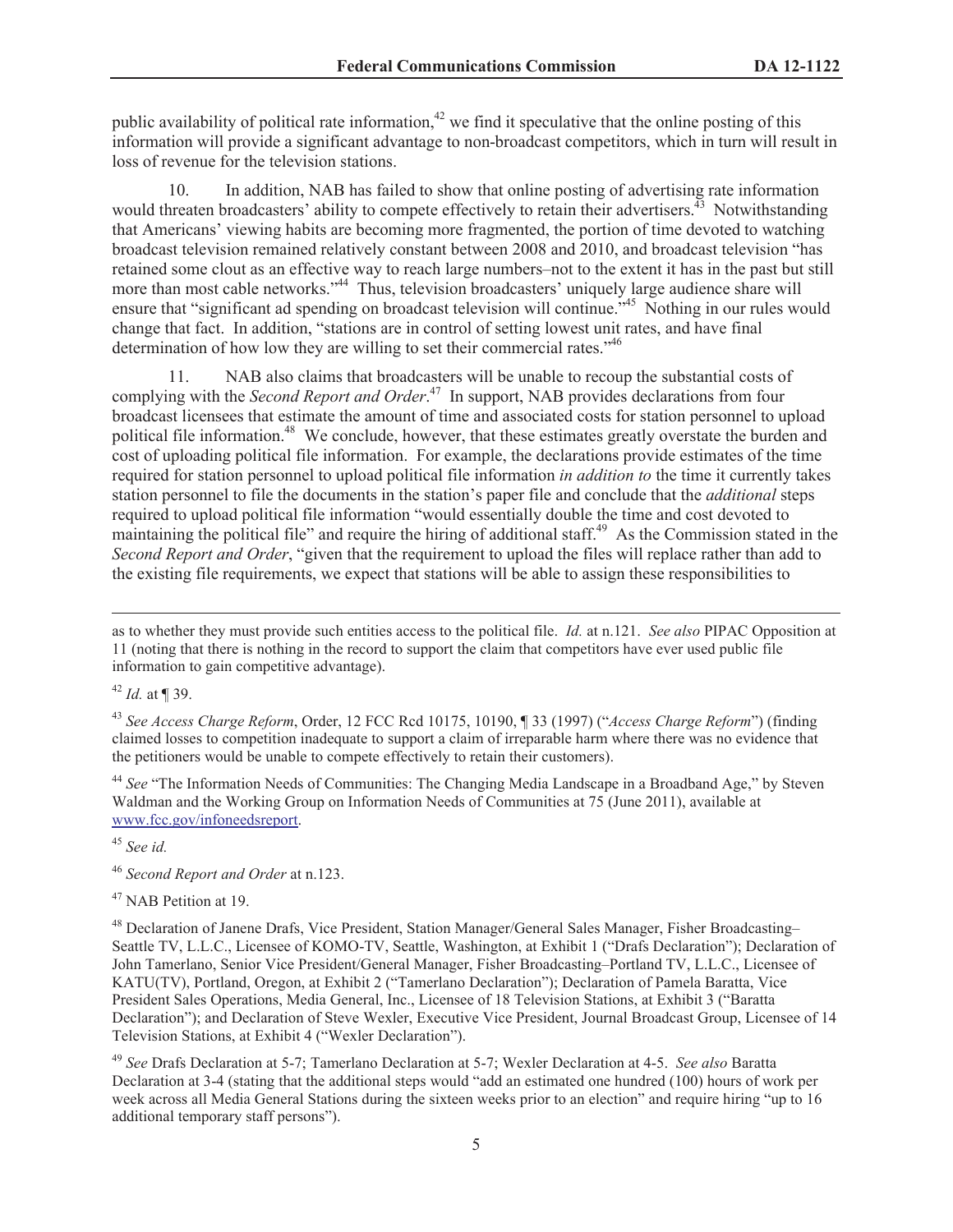public availability of political rate information,[42] we find it speculative that the online posting of this information will provide a significant advantage to non-broadcast competitors, which in turn will result in loss of revenue for the television stations.

10. In addition, NAB has failed to show that online posting of advertising rate information would threaten broadcasters' ability to compete effectively to retain their advertisers.[43] Notwithstanding that Americans' viewing habits are becoming more fragmented, the portion of time devoted to watching broadcast television remained relatively constant between 2008 and 2010, and broadcast television "has retained some clout as an effective way to reach large numbers–not to the extent it has in the past but still more than most cable networks."[44] Thus, television broadcasters' uniquely large audience share will ensure that "significant ad spending on broadcast television will continue."[45] Nothing in our rules would change that fact. In addition, "stations are in control of setting lowest unit rates, and have final determination of how low they are willing to set their commercial rates."[46]

11. NAB also claims that broadcasters will be unable to recoup the substantial costs of complying with the *Second Report and Order*.[47] In support, NAB provides declarations from four broadcast licensees that estimate the amount of time and associated costs for station personnel to upload political file information.[48] We conclude, however, that these estimates greatly overstate the burden and cost of uploading political file information. For example, the declarations provide estimates of the time required for station personnel to upload political file information *in addition to* the time it currently takes station personnel to file the documents in the station's paper file and conclude that the *additional* steps required to upload political file information "would essentially double the time and cost devoted to maintaining the political file" and require the hiring of additional staff.[49] As the Commission stated in the *Second Report and Order*, "given that the requirement to upload the files will replace rather than add to the existing file requirements, we expect that stations will be able to assign these responsibilities to

---

as to whether they must provide such entities access to the political file. *Id.* at n.121. *See also* PIPAC Opposition at 11 (noting that there is nothing in the record to support the claim that competitors have ever used public file information to gain competitive advantage).

[42] *Id.* at ¶ 39.

[43] *See Access Charge Reform*, Order, 12 FCC Rcd 10175, 10190, ¶ 33 (1997) ("*Access Charge Reform*") (finding claimed losses to competition inadequate to support a claim of irreparable harm where there was no evidence that the petitioners would be unable to compete effectively to retain their customers).

[44] *See* "The Information Needs of Communities: The Changing Media Landscape in a Broadband Age," by Steven Waldman and the Working Group on Information Needs of Communities at 75 (June 2011), available at www.fcc.gov/infoneedsreport.

[45] *See id.*

[46] *Second Report and Order* at n.123.

[47] NAB Petition at 19.

[48] Declaration of Janene Drafs, Vice President, Station Manager/General Sales Manager, Fisher Broadcasting–Seattle TV, L.L.C., Licensee of KOMO-TV, Seattle, Washington, at Exhibit 1 ("Drafs Declaration"); Declaration of John Tamerlano, Senior Vice President/General Manager, Fisher Broadcasting–Portland TV, L.L.C., Licensee of KATU(TV), Portland, Oregon, at Exhibit 2 ("Tamerlano Declaration"); Declaration of Pamela Baratta, Vice President Sales Operations, Media General, Inc., Licensee of 18 Television Stations, at Exhibit 3 ("Baratta Declaration"); and Declaration of Steve Wexler, Executive Vice President, Journal Broadcast Group, Licensee of 14 Television Stations, at Exhibit 4 ("Wexler Declaration").

[49] *See* Drafs Declaration at 5-7; Tamerlano Declaration at 5-7; Wexler Declaration at 4-5. *See also* Baratta Declaration at 3-4 (stating that the additional steps would "add an estimated one hundred (100) hours of work per week across all Media General Stations during the sixteen weeks prior to an election" and require hiring "up to 16 additional temporary staff persons").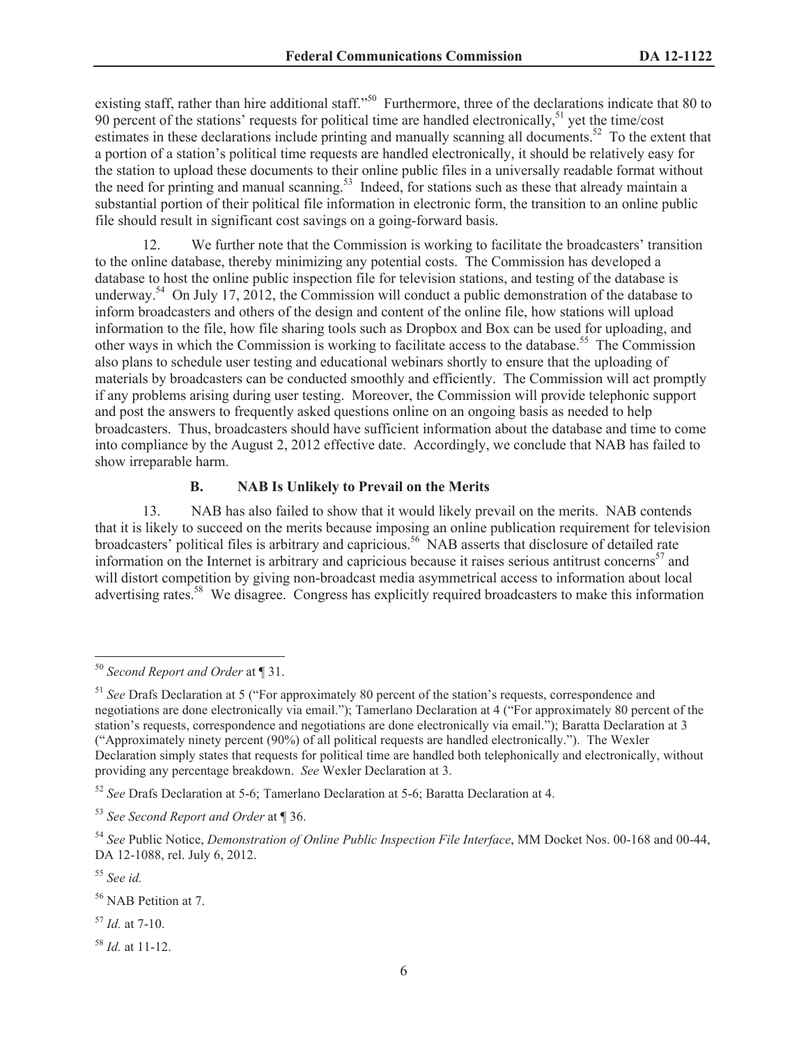existing staff, rather than hire additional staff."[50] Furthermore, three of the declarations indicate that 80 to 90 percent of the stations' requests for political time are handled electronically,[51] yet the time/cost estimates in these declarations include printing and manually scanning all documents.[52] To the extent that a portion of a station's political time requests are handled electronically, it should be relatively easy for the station to upload these documents to their online public files in a universally readable format without the need for printing and manual scanning.[53] Indeed, for stations such as these that already maintain a substantial portion of their political file information in electronic form, the transition to an online public file should result in significant cost savings on a going-forward basis.

12. We further note that the Commission is working to facilitate the broadcasters' transition to the online database, thereby minimizing any potential costs. The Commission has developed a database to host the online public inspection file for television stations, and testing of the database is underway.[54] On July 17, 2012, the Commission will conduct a public demonstration of the database to inform broadcasters and others of the design and content of the online file, how stations will upload information to the file, how file sharing tools such as Dropbox and Box can be used for uploading, and other ways in which the Commission is working to facilitate access to the database.[55] The Commission also plans to schedule user testing and educational webinars shortly to ensure that the uploading of materials by broadcasters can be conducted smoothly and efficiently. The Commission will act promptly if any problems arising during user testing. Moreover, the Commission will provide telephonic support and post the answers to frequently asked questions online on an ongoing basis as needed to help broadcasters. Thus, broadcasters should have sufficient information about the database and time to come into compliance by the August 2, 2012 effective date. Accordingly, we conclude that NAB has failed to show irreparable harm.

### B. NAB Is Unlikely to Prevail on the Merits

13. NAB has also failed to show that it would likely prevail on the merits. NAB contends that it is likely to succeed on the merits because imposing an online publication requirement for television broadcasters' political files is arbitrary and capricious.[56] NAB asserts that disclosure of detailed rate information on the Internet is arbitrary and capricious because it raises serious antitrust concerns[57] and will distort competition by giving non-broadcast media asymmetrical access to information about local advertising rates.[58] We disagree. Congress has explicitly required broadcasters to make this information

---

[50] *Second Report and Order* at ¶ 31.

[51] *See* Drafs Declaration at 5 ("For approximately 80 percent of the station's requests, correspondence and negotiations are done electronically via email."); Tamerlano Declaration at 4 ("For approximately 80 percent of the station's requests, correspondence and negotiations are done electronically via email."); Baratta Declaration at 3 ("Approximately ninety percent (90%) of all political requests are handled electronically."). The Wexler Declaration simply states that requests for political time are handled both telephonically and electronically, without providing any percentage breakdown. *See* Wexler Declaration at 3.

[52] *See* Drafs Declaration at 5-6; Tamerlano Declaration at 5-6; Baratta Declaration at 4.

[53] *See Second Report and Order* at ¶ 36.

[54] *See* Public Notice, *Demonstration of Online Public Inspection File Interface*, MM Docket Nos. 00-168 and 00-44, DA 12-1088, rel. July 6, 2012.

[55] *See id.*

[56] NAB Petition at 7.

[57] *Id.* at 7-10.

[58] *Id.* at 11-12.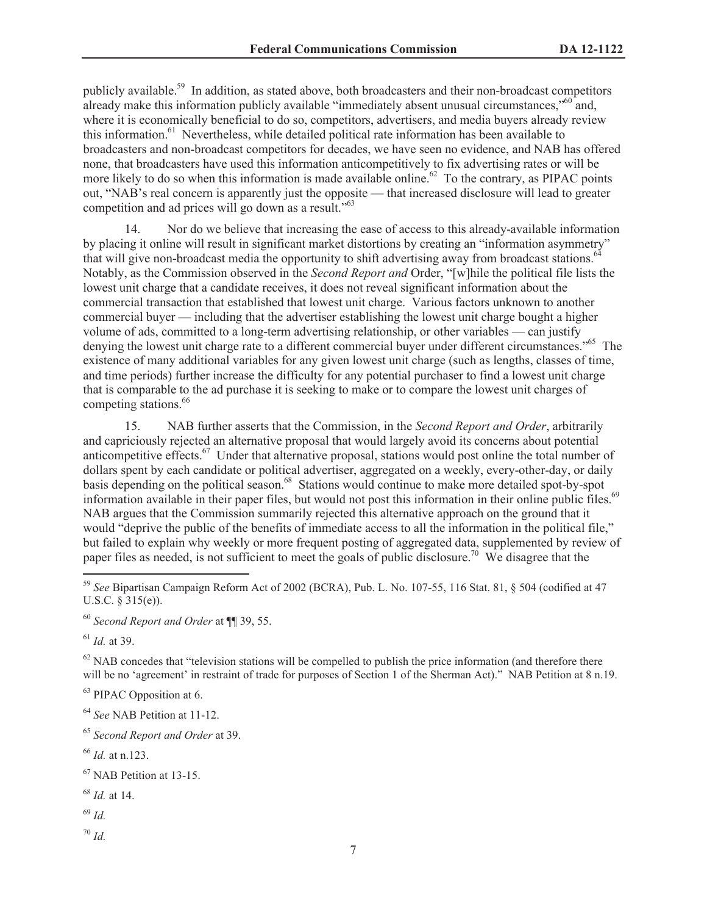publicly available.[59] In addition, as stated above, both broadcasters and their non-broadcast competitors already make this information publicly available "immediately absent unusual circumstances,"[60] and, where it is economically beneficial to do so, competitors, advertisers, and media buyers already review this information.[61] Nevertheless, while detailed political rate information has been available to broadcasters and non-broadcast competitors for decades, we have seen no evidence, and NAB has offered none, that broadcasters have used this information anticompetitively to fix advertising rates or will be more likely to do so when this information is made available online.[62] To the contrary, as PIPAC points out, "NAB's real concern is apparently just the opposite — that increased disclosure will lead to greater competition and ad prices will go down as a result."[63]

14. Nor do we believe that increasing the ease of access to this already-available information by placing it online will result in significant market distortions by creating an "information asymmetry" that will give non-broadcast media the opportunity to shift advertising away from broadcast stations.[64] Notably, as the Commission observed in the *Second Report and* Order, "[w]hile the political file lists the lowest unit charge that a candidate receives, it does not reveal significant information about the commercial transaction that established that lowest unit charge. Various factors unknown to another commercial buyer — including that the advertiser establishing the lowest unit charge bought a higher volume of ads, committed to a long-term advertising relationship, or other variables — can justify denying the lowest unit charge rate to a different commercial buyer under different circumstances."[65] The existence of many additional variables for any given lowest unit charge (such as lengths, classes of time, and time periods) further increase the difficulty for any potential purchaser to find a lowest unit charge that is comparable to the ad purchase it is seeking to make or to compare the lowest unit charges of competing stations.[66]

15. NAB further asserts that the Commission, in the *Second Report and Order*, arbitrarily and capriciously rejected an alternative proposal that would largely avoid its concerns about potential anticompetitive effects.[67] Under that alternative proposal, stations would post online the total number of dollars spent by each candidate or political advertiser, aggregated on a weekly, every-other-day, or daily basis depending on the political season.[68] Stations would continue to make more detailed spot-by-spot information available in their paper files, but would not post this information in their online public files.[69] NAB argues that the Commission summarily rejected this alternative approach on the ground that it would "deprive the public of the benefits of immediate access to all the information in the political file," but failed to explain why weekly or more frequent posting of aggregated data, supplemented by review of paper files as needed, is not sufficient to meet the goals of public disclosure.[70] We disagree that the

---

[59] *See* Bipartisan Campaign Reform Act of 2002 (BCRA), Pub. L. No. 107-55, 116 Stat. 81, § 504 (codified at 47 U.S.C. § 315(e)).

[60] *Second Report and Order* at ¶¶ 39, 55.

[61] *Id.* at 39.

[62] NAB concedes that "television stations will be compelled to publish the price information (and therefore there will be no 'agreement' in restraint of trade for purposes of Section 1 of the Sherman Act)." NAB Petition at 8 n.19.

[63] PIPAC Opposition at 6.

[64] *See* NAB Petition at 11-12.

[65] *Second Report and Order* at 39.

[66] *Id.* at n.123.

[67] NAB Petition at 13-15.

[68] *Id.* at 14.

[69] *Id.*

[70] *Id.*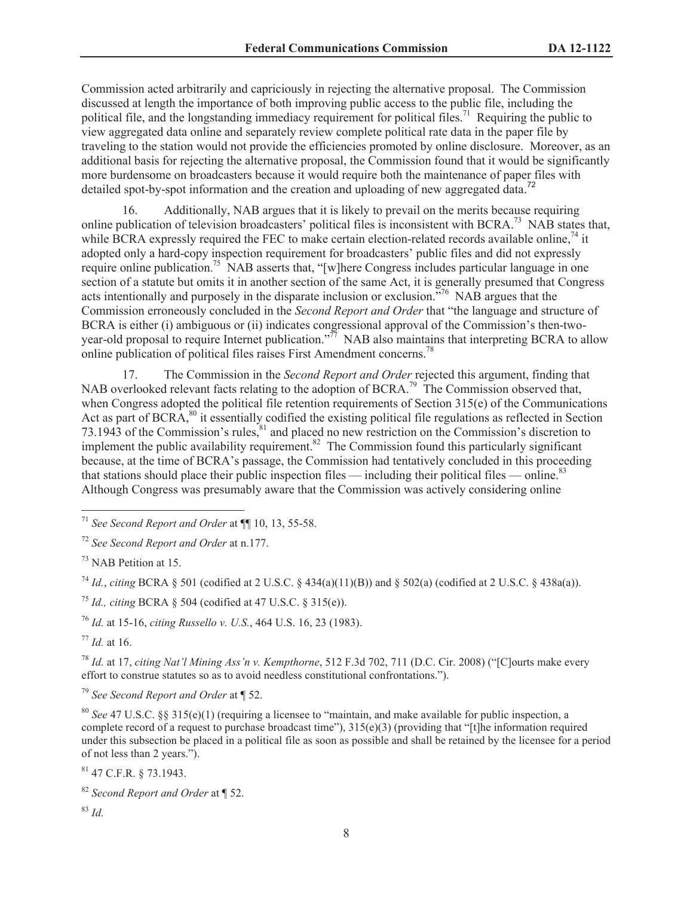Commission acted arbitrarily and capriciously in rejecting the alternative proposal. The Commission discussed at length the importance of both improving public access to the public file, including the political file, and the longstanding immediacy requirement for political files.[71] Requiring the public to view aggregated data online and separately review complete political rate data in the paper file by traveling to the station would not provide the efficiencies promoted by online disclosure. Moreover, as an additional basis for rejecting the alternative proposal, the Commission found that it would be significantly more burdensome on broadcasters because it would require both the maintenance of paper files with detailed spot-by-spot information and the creation and uploading of new aggregated data.[72]

16. Additionally, NAB argues that it is likely to prevail on the merits because requiring online publication of television broadcasters' political files is inconsistent with BCRA.[73] NAB states that, while BCRA expressly required the FEC to make certain election-related records available online,[74] it adopted only a hard-copy inspection requirement for broadcasters' public files and did not expressly require online publication.[75] NAB asserts that, "[w]here Congress includes particular language in one section of a statute but omits it in another section of the same Act, it is generally presumed that Congress acts intentionally and purposely in the disparate inclusion or exclusion."[76] NAB argues that the Commission erroneously concluded in the *Second Report and Order* that "the language and structure of BCRA is either (i) ambiguous or (ii) indicates congressional approval of the Commission's then-two-year-old proposal to require Internet publication."[77] NAB also maintains that interpreting BCRA to allow online publication of political files raises First Amendment concerns.[78]

17. The Commission in the *Second Report and Order* rejected this argument, finding that NAB overlooked relevant facts relating to the adoption of BCRA.[79] The Commission observed that, when Congress adopted the political file retention requirements of Section 315(e) of the Communications Act as part of BCRA,[80] it essentially codified the existing political file regulations as reflected in Section 73.1943 of the Commission's rules,[81] and placed no new restriction on the Commission's discretion to implement the public availability requirement.[82] The Commission found this particularly significant because, at the time of BCRA's passage, the Commission had tentatively concluded in this proceeding that stations should place their public inspection files — including their political files — online.[83] Although Congress was presumably aware that the Commission was actively considering online

---

[71] *See Second Report and Order* at ¶¶ 10, 13, 55-58.

[72] *See Second Report and Order* at n.177.

[73] NAB Petition at 15.

[74] *Id.*, *citing* BCRA § 501 (codified at 2 U.S.C. § 434(a)(11)(B)) and § 502(a) (codified at 2 U.S.C. § 438a(a)).

[75] *Id., citing* BCRA § 504 (codified at 47 U.S.C. § 315(e)).

[76] *Id.* at 15-16, *citing Russello v. U.S.*, 464 U.S. 16, 23 (1983).

[77] *Id.* at 16.

[78] *Id.* at 17, *citing Nat'l Mining Ass'n v. Kempthorne*, 512 F.3d 702, 711 (D.C. Cir. 2008) ("[C]ourts make every effort to construe statutes so as to avoid needless constitutional confrontations.").

[79] *See Second Report and Order* at ¶ 52.

[80] *See* 47 U.S.C. §§ 315(e)(1) (requiring a licensee to "maintain, and make available for public inspection, a complete record of a request to purchase broadcast time"), 315(e)(3) (providing that "[t]he information required under this subsection be placed in a political file as soon as possible and shall be retained by the licensee for a period of not less than 2 years.").

[81] 47 C.F.R. § 73.1943.

[82] *Second Report and Order* at ¶ 52.

[83] *Id.*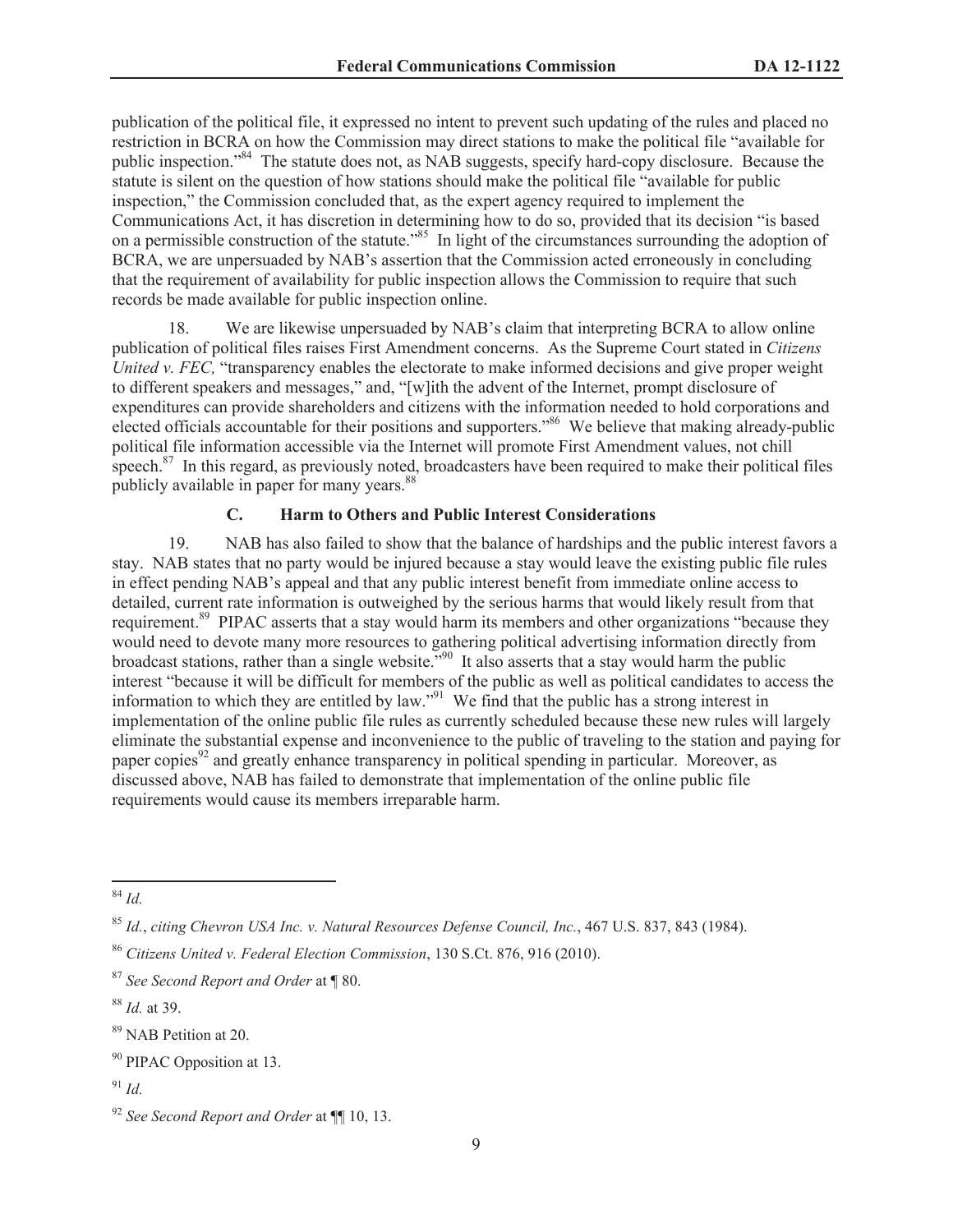publication of the political file, it expressed no intent to prevent such updating of the rules and placed no restriction in BCRA on how the Commission may direct stations to make the political file "available for public inspection."[84] The statute does not, as NAB suggests, specify hard-copy disclosure. Because the statute is silent on the question of how stations should make the political file "available for public inspection," the Commission concluded that, as the expert agency required to implement the Communications Act, it has discretion in determining how to do so, provided that its decision "is based on a permissible construction of the statute."[85] In light of the circumstances surrounding the adoption of BCRA, we are unpersuaded by NAB's assertion that the Commission acted erroneously in concluding that the requirement of availability for public inspection allows the Commission to require that such records be made available for public inspection online.

18. We are likewise unpersuaded by NAB's claim that interpreting BCRA to allow online publication of political files raises First Amendment concerns. As the Supreme Court stated in *Citizens United v. FEC,* "transparency enables the electorate to make informed decisions and give proper weight to different speakers and messages," and, "[w]ith the advent of the Internet, prompt disclosure of expenditures can provide shareholders and citizens with the information needed to hold corporations and elected officials accountable for their positions and supporters."[86] We believe that making already-public political file information accessible via the Internet will promote First Amendment values, not chill speech.[87] In this regard, as previously noted, broadcasters have been required to make their political files publicly available in paper for many years.[88]

### C. Harm to Others and Public Interest Considerations

19. NAB has also failed to show that the balance of hardships and the public interest favors a stay. NAB states that no party would be injured because a stay would leave the existing public file rules in effect pending NAB's appeal and that any public interest benefit from immediate online access to detailed, current rate information is outweighed by the serious harms that would likely result from that requirement.[89] PIPAC asserts that a stay would harm its members and other organizations "because they would need to devote many more resources to gathering political advertising information directly from broadcast stations, rather than a single website."[90] It also asserts that a stay would harm the public interest "because it will be difficult for members of the public as well as political candidates to access the information to which they are entitled by law."[91] We find that the public has a strong interest in implementation of the online public file rules as currently scheduled because these new rules will largely eliminate the substantial expense and inconvenience to the public of traveling to the station and paying for paper copies[92] and greatly enhance transparency in political spending in particular. Moreover, as discussed above, NAB has failed to demonstrate that implementation of the online public file requirements would cause its members irreparable harm.

---

[84] *Id.*

[85] *Id.*, *citing Chevron USA Inc. v. Natural Resources Defense Council, Inc.*, 467 U.S. 837, 843 (1984).

[86] *Citizens United v. Federal Election Commission*, 130 S.Ct. 876, 916 (2010).

[87] *See Second Report and Order* at ¶ 80.

[88] *Id.* at 39.

[89] NAB Petition at 20.

[90] PIPAC Opposition at 13.

[91] *Id.*

[92] *See Second Report and Order* at ¶¶ 10, 13.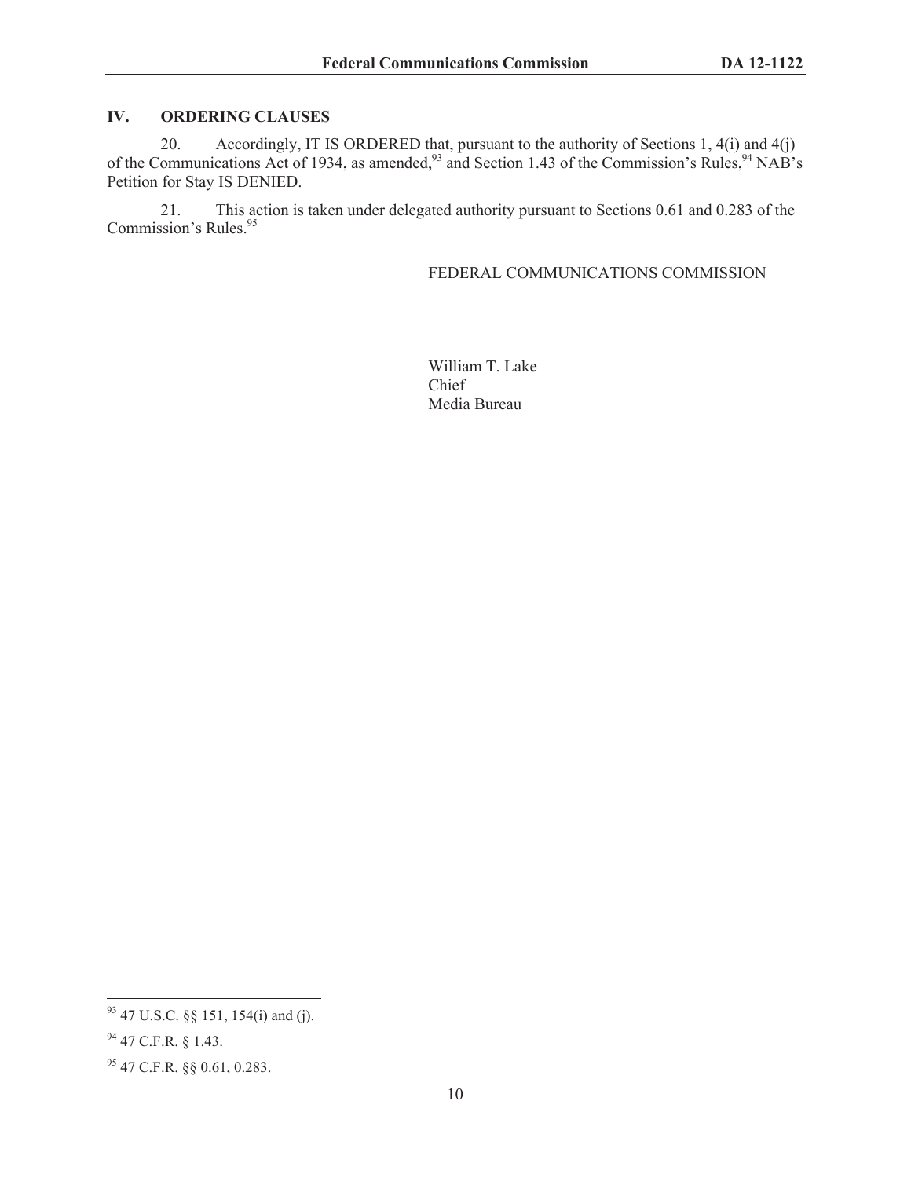## IV. ORDERING CLAUSES

20. Accordingly, IT IS ORDERED that, pursuant to the authority of Sections 1, 4(i) and 4(j) of the Communications Act of 1934, as amended,[93] and Section 1.43 of the Commission's Rules,[94] NAB's Petition for Stay IS DENIED.

21. This action is taken under delegated authority pursuant to Sections 0.61 and 0.283 of the Commission's Rules.[95]

FEDERAL COMMUNICATIONS COMMISSION

William T. Lake
Chief
Media Bureau

---

[93] 47 U.S.C. §§ 151, 154(i) and (j).

[94] 47 C.F.R. § 1.43.

[95] 47 C.F.R. §§ 0.61, 0.283.